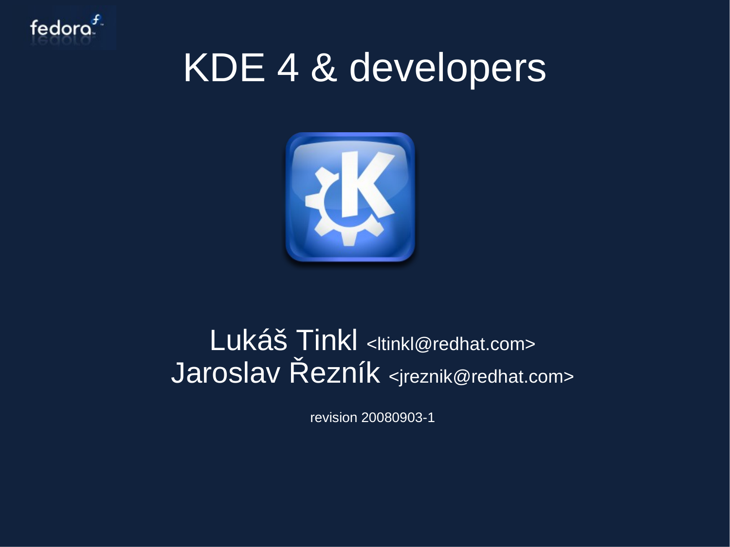# KDE 4 & developers

Lukáš Tinkl <ltinkl@redhat.com>
Jaroslav Řezník <jreznik@redhat.com>

revision 20080903-1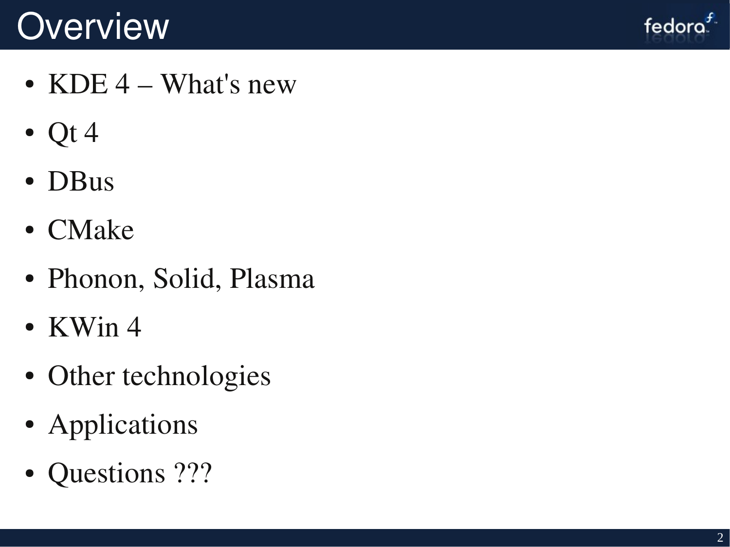# Overview

- KDE 4 – What's new
- Qt 4
- DBus
- CMake
- Phonon, Solid, Plasma
- KWin 4
- Other technologies
- Applications
- Questions ???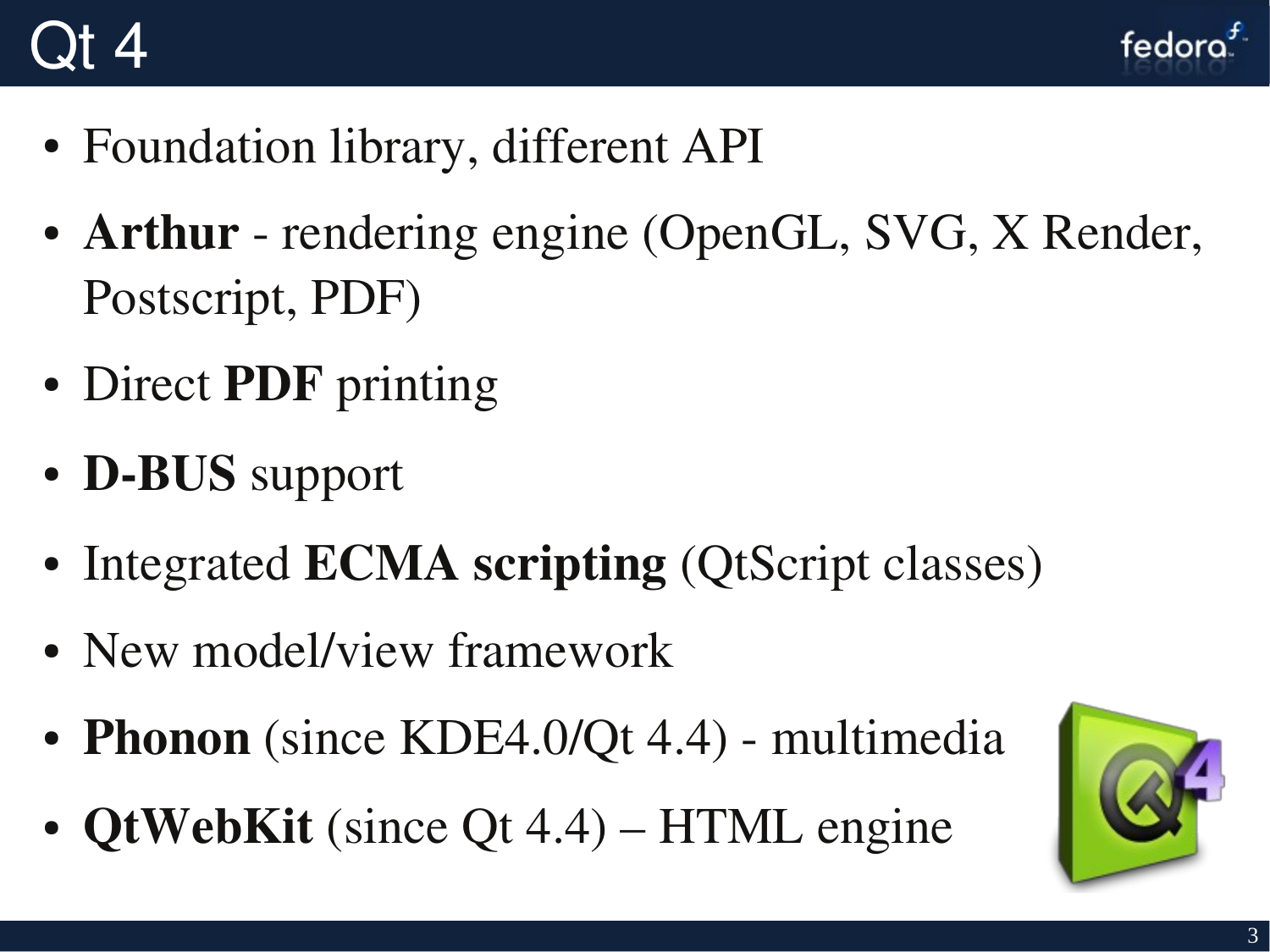# Qt 4

- Foundation library, different API
- **Arthur** - rendering engine (OpenGL, SVG, X Render, Postscript, PDF)
- Direct **PDF** printing
- **D-BUS** support
- Integrated **ECMA scripting** (QtScript classes)
- New model/view framework
- **Phonon** (since KDE4.0/Qt 4.4) - multimedia
- **QtWebKit** (since Qt 4.4) – HTML engine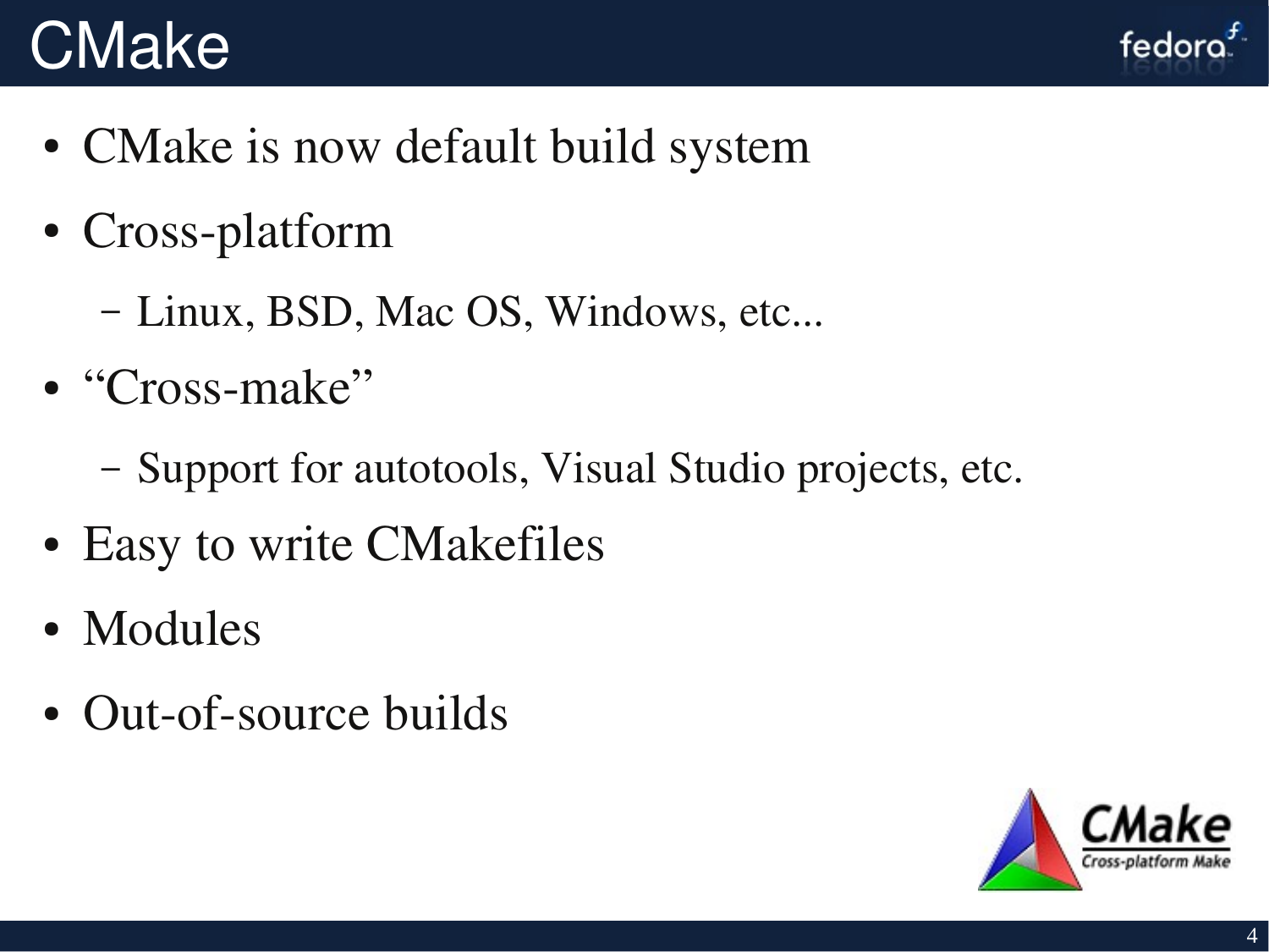# CMake

- CMake is now default build system
- Cross-platform
  - Linux, BSD, Mac OS, Windows, etc...
- “Cross-make”
  - Support for autotools, Visual Studio projects, etc.
- Easy to write CMakefiles
- Modules
- Out-of-source builds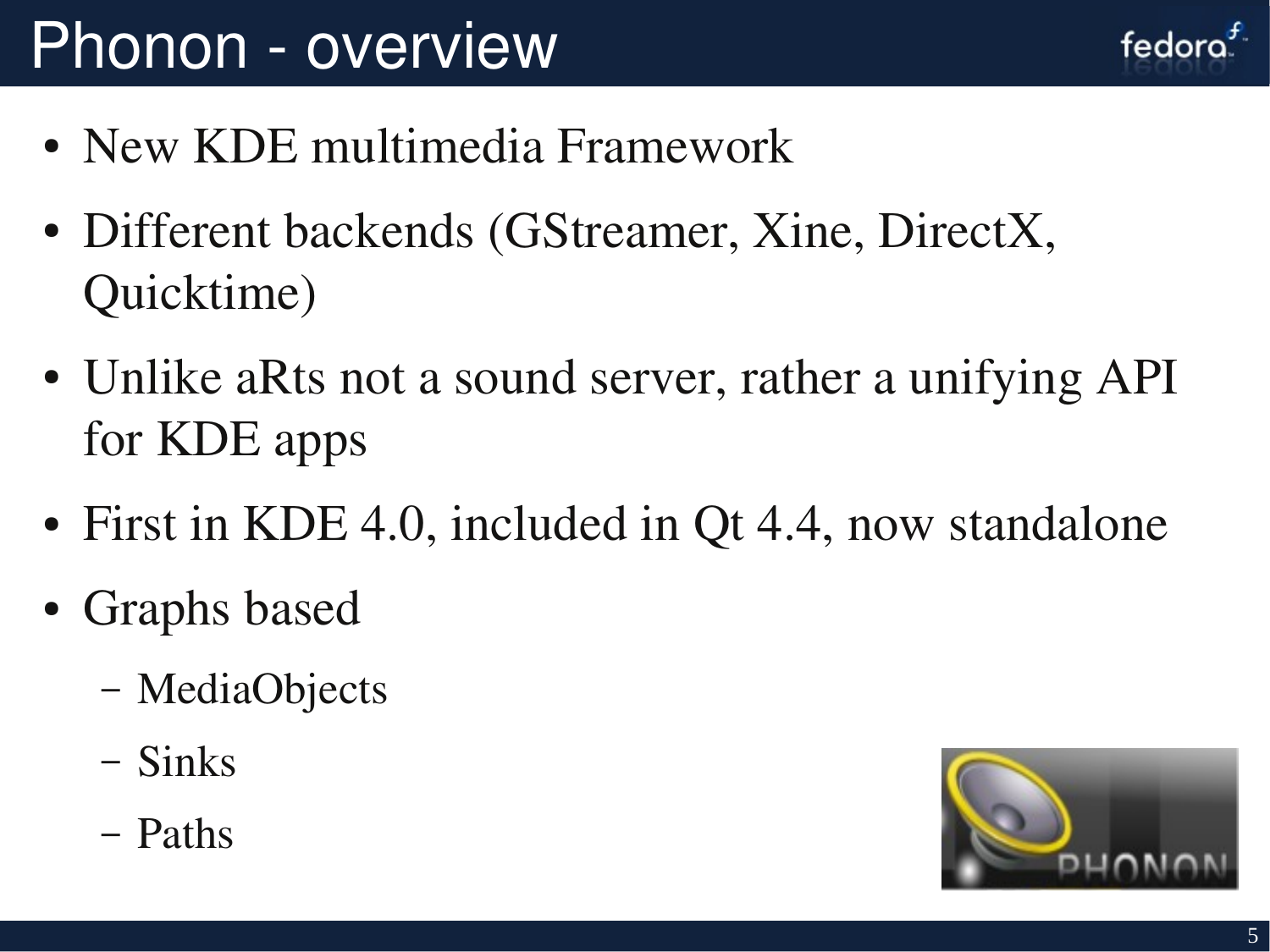# Phonon - overview

- New KDE multimedia Framework
- Different backends (GStreamer, Xine, DirectX, Quicktime)
- Unlike aRts not a sound server, rather a unifying API for KDE apps
- First in KDE 4.0, included in Qt 4.4, now standalone
- Graphs based
  - MediaObjects
  - Sinks
  - Paths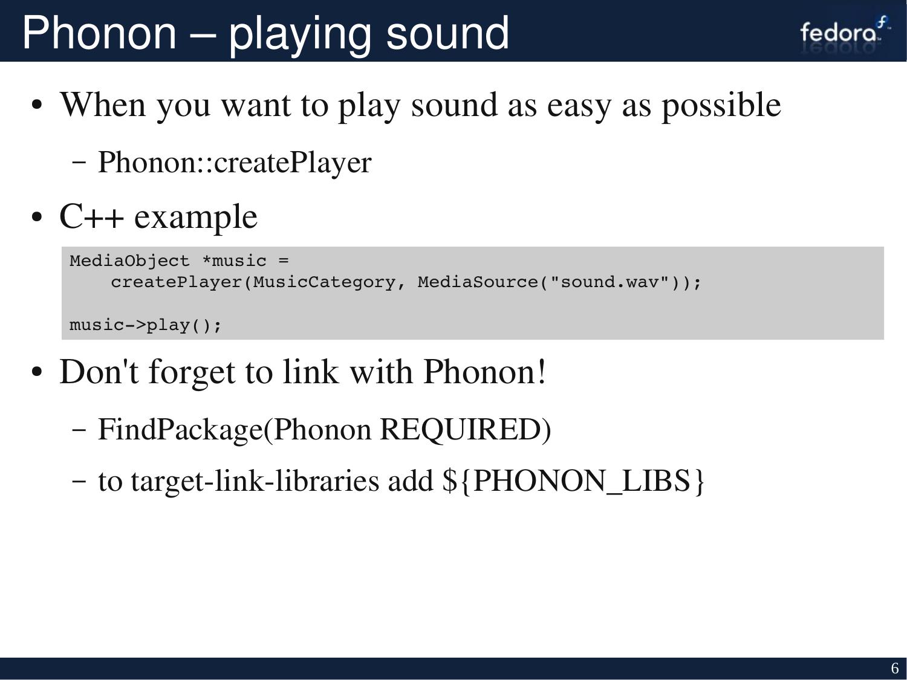# Phonon – playing sound

- When you want to play sound as easy as possible
  - Phonon::createPlayer
- C++ example

```
MediaObject *music =
    createPlayer(MusicCategory, MediaSource("sound.wav"));

music->play();
```

- Don't forget to link with Phonon!
  - FindPackage(Phonon REQUIRED)
  - to target-link-libraries add ${PHONON_LIBS}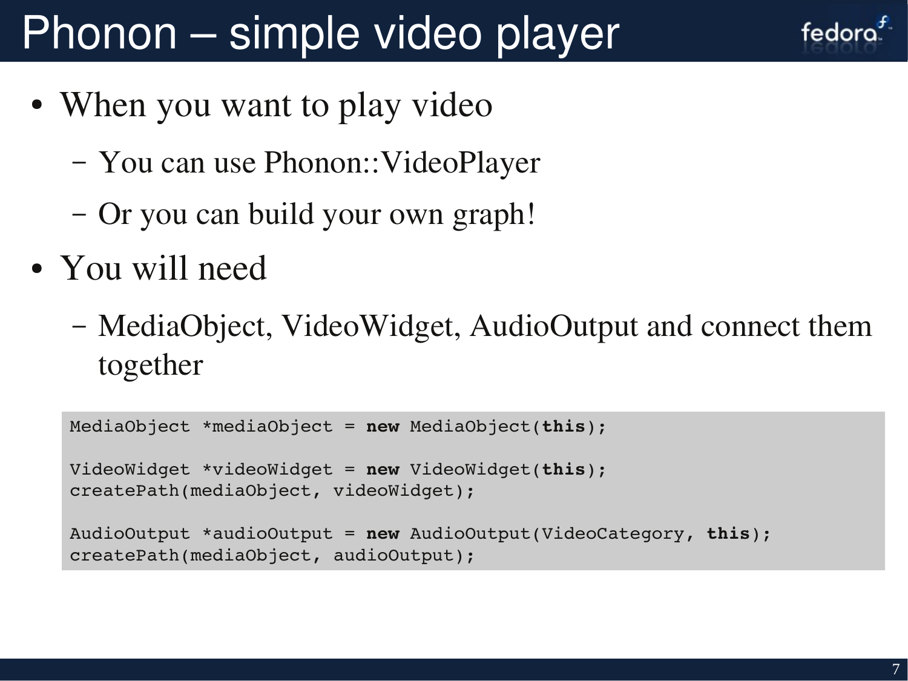# Phonon – simple video player

- When you want to play video
  - You can use Phonon::VideoPlayer
  - Or you can build your own graph!
- You will need
  - MediaObject, VideoWidget, AudioOutput and connect them together

```
MediaObject *mediaObject = new MediaObject(this);

VideoWidget *videoWidget = new VideoWidget(this);
createPath(mediaObject, videoWidget);

AudioOutput *audioOutput = new AudioOutput(VideoCategory, this);
createPath(mediaObject, audioOutput);
```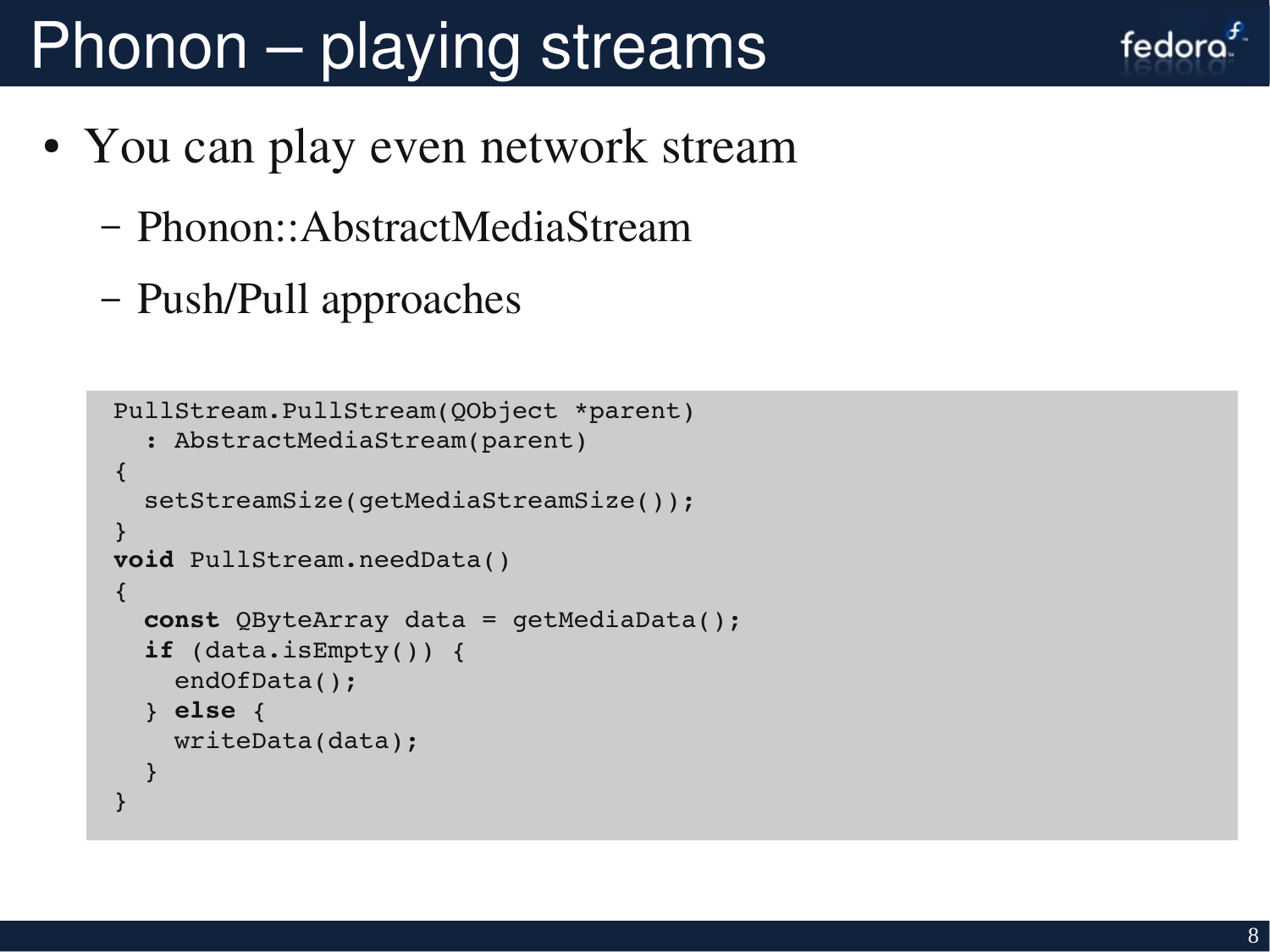# Phonon – playing streams

- You can play even network stream
  - Phonon::AbstractMediaStream
  - Push/Pull approaches

```
PullStream.PullStream(QObject *parent)
  : AbstractMediaStream(parent)
{
  setStreamSize(getMediaStreamSize());
}
void PullStream.needData()
{
  const QByteArray data = getMediaData();
  if (data.isEmpty()) {
    endOfData();
  } else {
    writeData(data);
  }
}
```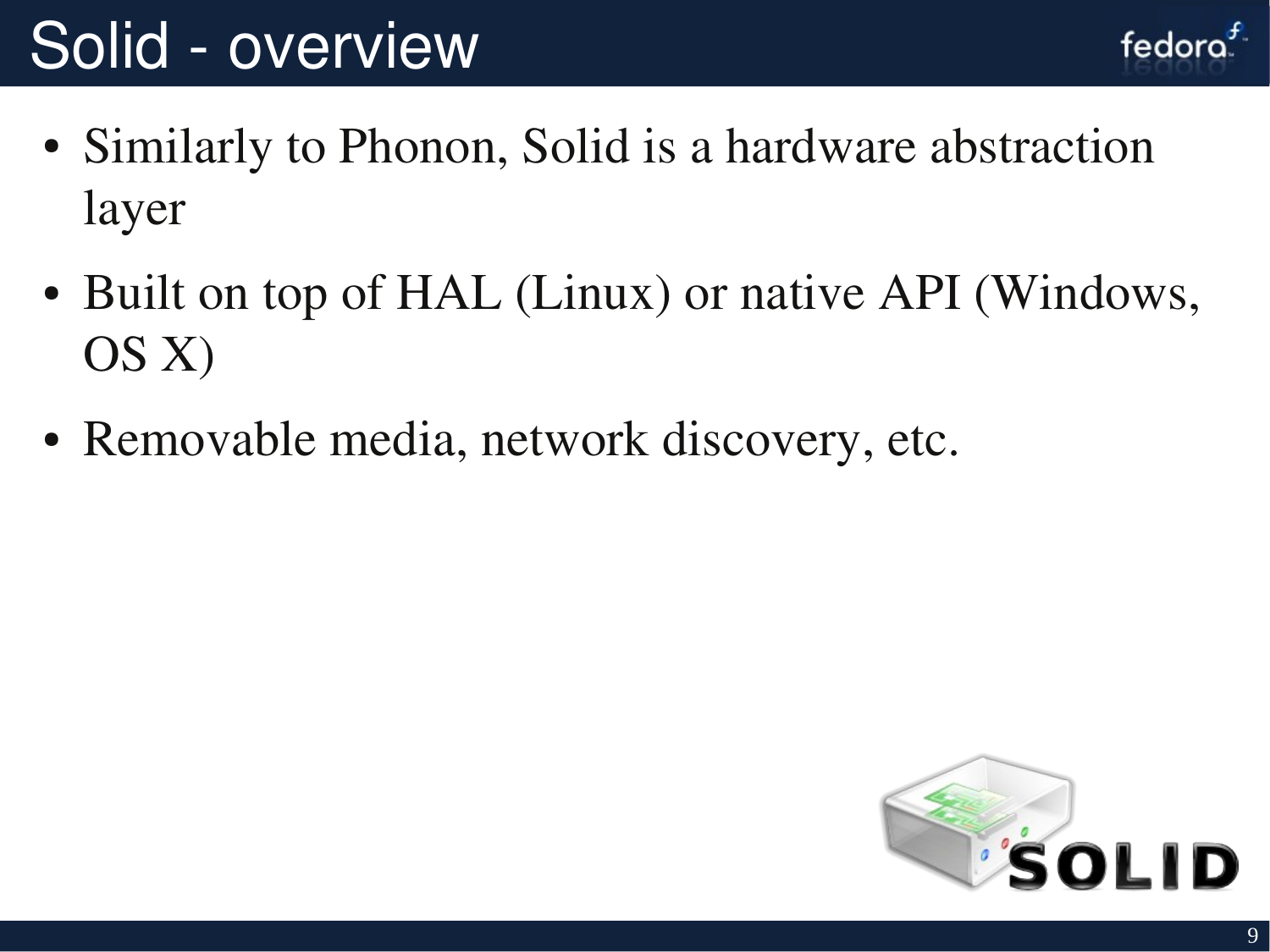# Solid - overview

- Similarly to Phonon, Solid is a hardware abstraction layer
- Built on top of HAL (Linux) or native API (Windows, OS X)
- Removable media, network discovery, etc.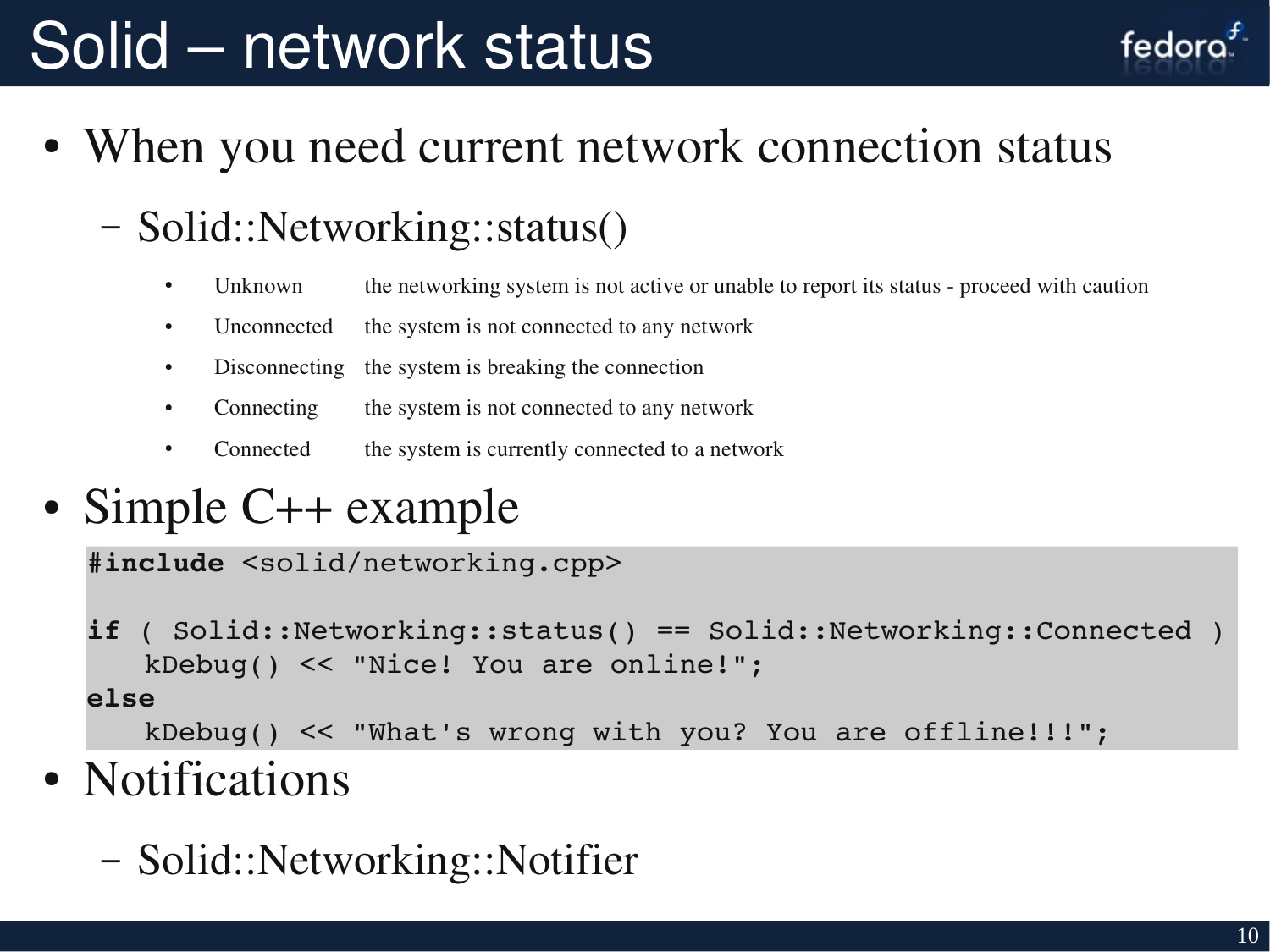# Solid – network status

- When you need current network connection status
  - Solid::Networking::status()
    - Unknown — the networking system is not active or unable to report its status - proceed with caution
    - Unconnected — the system is not connected to any network
    - Disconnecting — the system is breaking the connection
    - Connecting — the system is not connected to any network
    - Connected — the system is currently connected to a network
- Simple C++ example

```
#include <solid/networking.cpp>

if ( Solid::Networking::status() == Solid::Networking::Connected )
   kDebug() << "Nice! You are online!";
else
   kDebug() << "What's wrong with you? You are offline!!!";
```

- Notifications
  - Solid::Networking::Notifier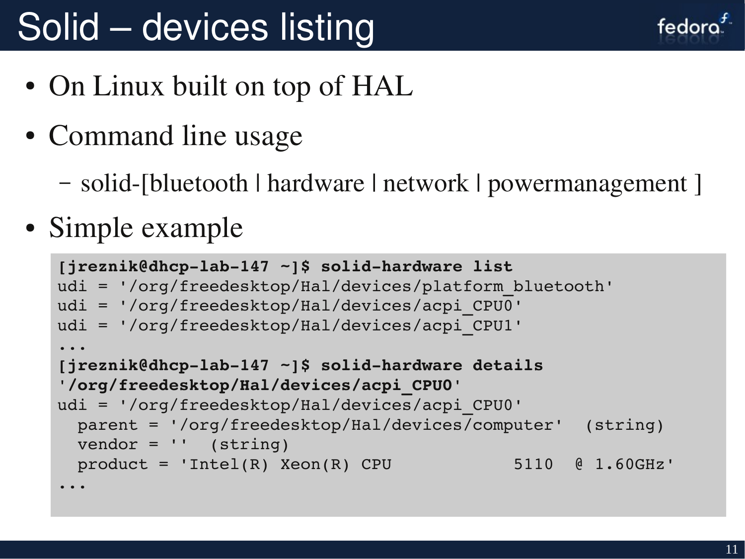# Solid – devices listing

- On Linux built on top of HAL
- Command line usage
  - solid-[bluetooth | hardware | network | powermanagement ]
- Simple example

```
[jreznik@dhcp-lab-147 ~]$ solid-hardware list
udi = '/org/freedesktop/Hal/devices/platform_bluetooth'
udi = '/org/freedesktop/Hal/devices/acpi_CPU0'
udi = '/org/freedesktop/Hal/devices/acpi_CPU1'
...
[jreznik@dhcp-lab-147 ~]$ solid-hardware details
'/org/freedesktop/Hal/devices/acpi_CPU0'
udi = '/org/freedesktop/Hal/devices/acpi_CPU0'
  parent = '/org/freedesktop/Hal/devices/computer'  (string)
  vendor = ''  (string)
  product = 'Intel(R) Xeon(R) CPU            5110  @ 1.60GHz'
...
```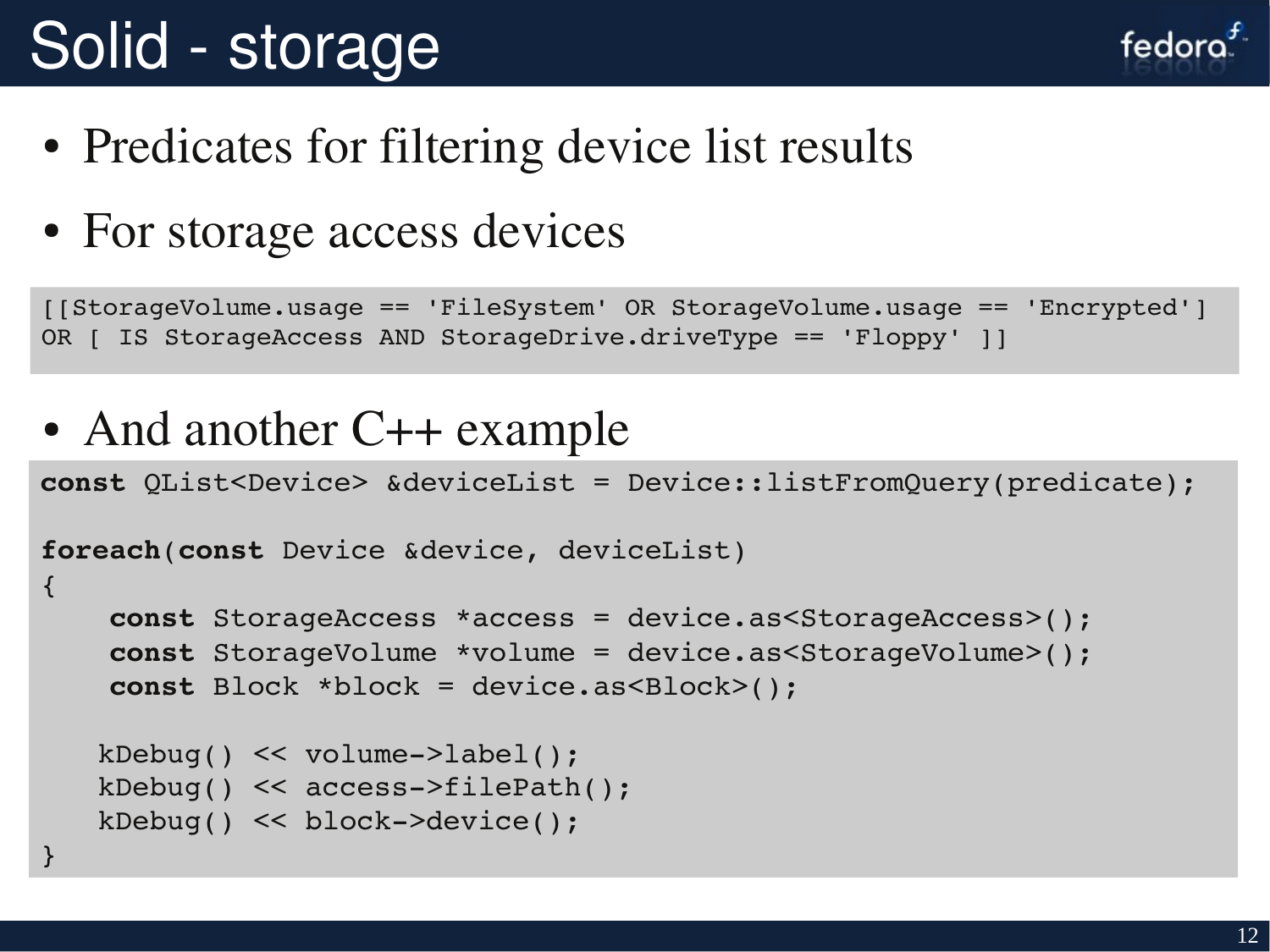# Solid - storage

- Predicates for filtering device list results
- For storage access devices

```
[[StorageVolume.usage == 'FileSystem' OR StorageVolume.usage == 'Encrypted']
OR [ IS StorageAccess AND StorageDrive.driveType == 'Floppy' ]]
```

- And another C++ example

```
const QList<Device> &deviceList = Device::listFromQuery(predicate);

foreach(const Device &device, deviceList)
{
    const StorageAccess *access = device.as<StorageAccess>();
    const StorageVolume *volume = device.as<StorageVolume>();
    const Block *block = device.as<Block>();

   kDebug() << volume->label();
   kDebug() << access->filePath();
   kDebug() << block->device();
}
```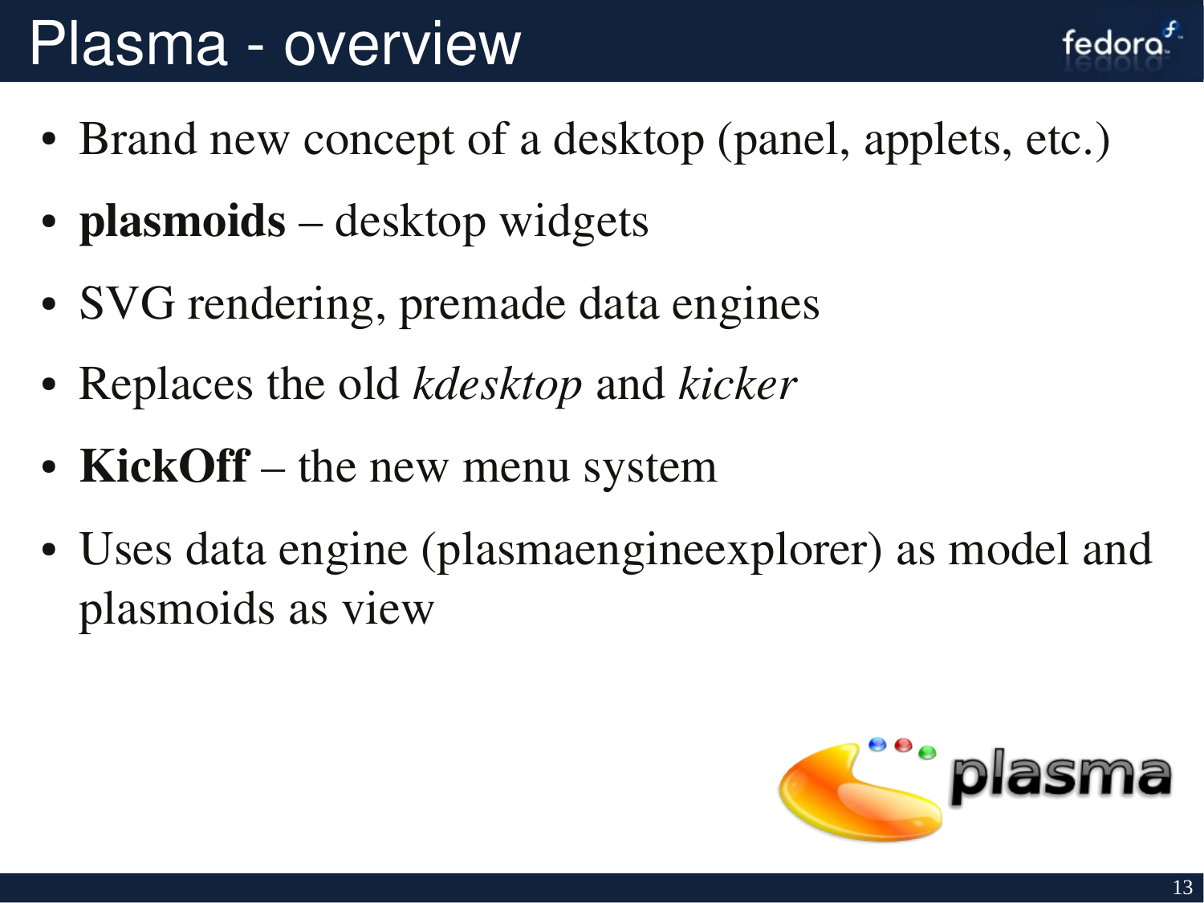# Plasma - overview

- Brand new concept of a desktop (panel, applets, etc.)
- **plasmoids** – desktop widgets
- SVG rendering, premade data engines
- Replaces the old *kdesktop* and *kicker*
- **KickOff** – the new menu system
- Uses data engine (plasmaengineexplorer) as model and plasmoids as view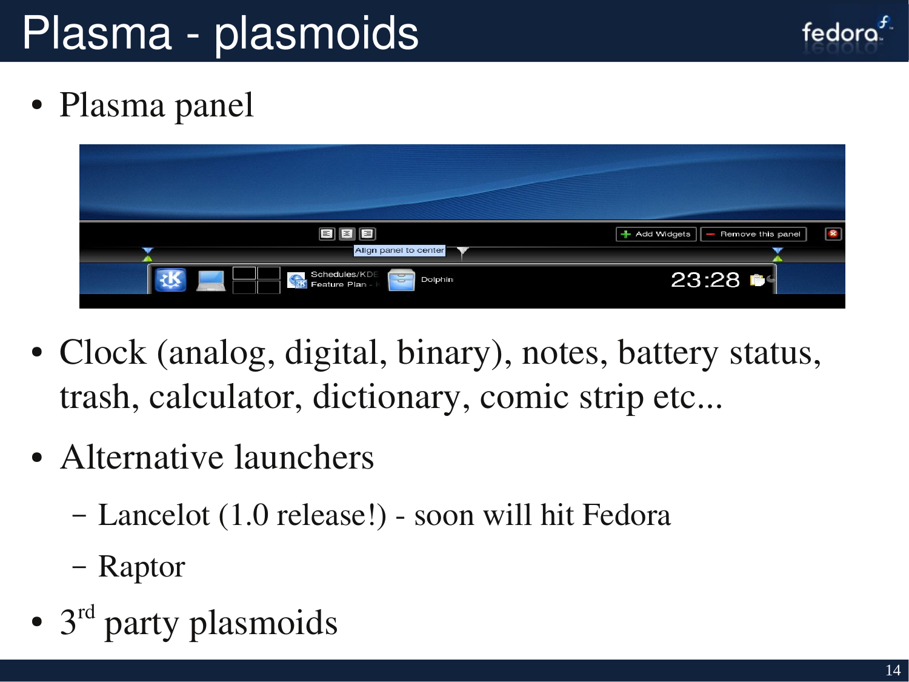# Plasma - plasmoids

- Plasma panel
- Clock (analog, digital, binary), notes, battery status, trash, calculator, dictionary, comic strip etc...
- Alternative launchers
  - Lancelot (1.0 release!) - soon will hit Fedora
  - Raptor
- 3rd party plasmoids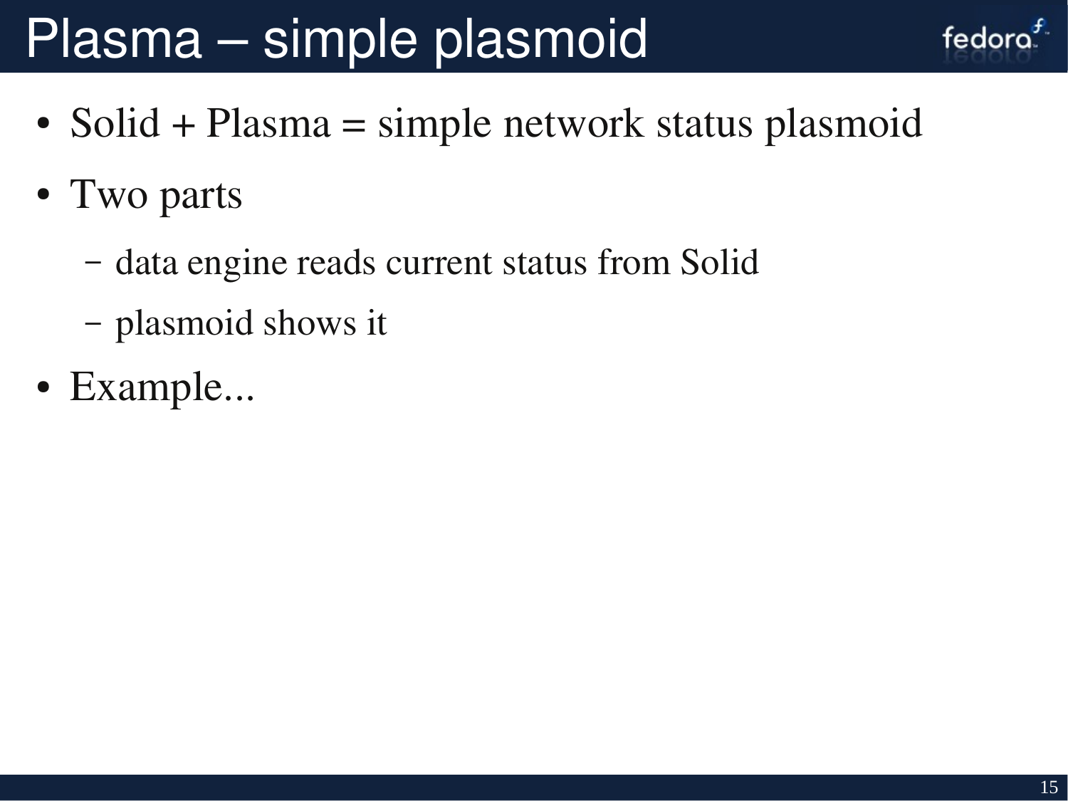# Plasma – simple plasmoid

- Solid + Plasma = simple network status plasmoid
- Two parts
  - data engine reads current status from Solid
  - plasmoid shows it
- Example...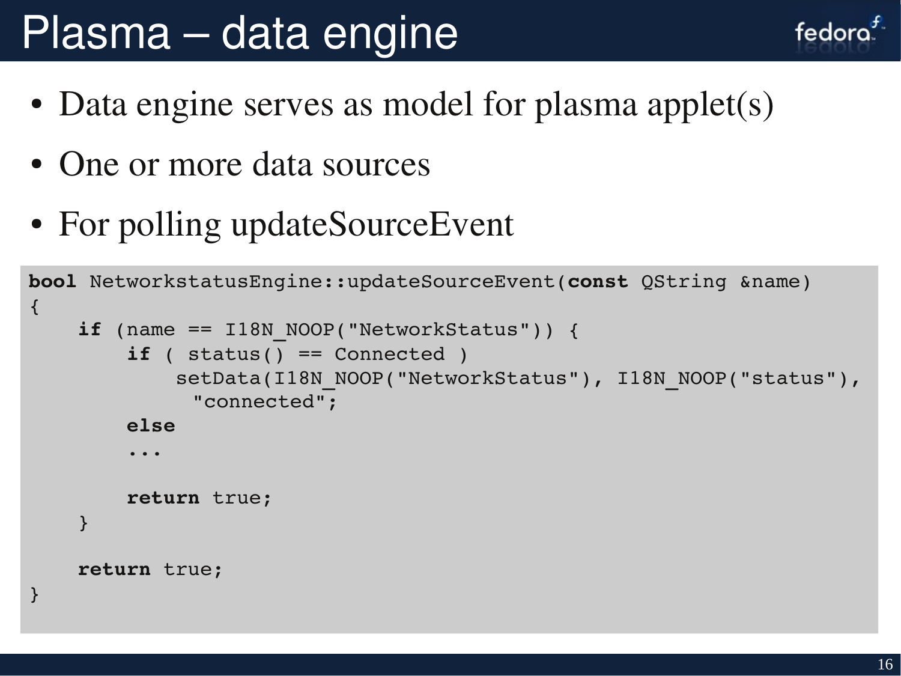# Plasma – data engine

- Data engine serves as model for plasma applet(s)
- One or more data sources
- For polling updateSourceEvent

```
bool NetworkstatusEngine::updateSourceEvent(const QString &name)
{
    if (name == I18N_NOOP("NetworkStatus")) {
        if ( status() == Connected )
            setData(I18N_NOOP("NetworkStatus"), I18N_NOOP("status"),
              "connected";
        else
        ...

        return true;
    }

    return true;
}
```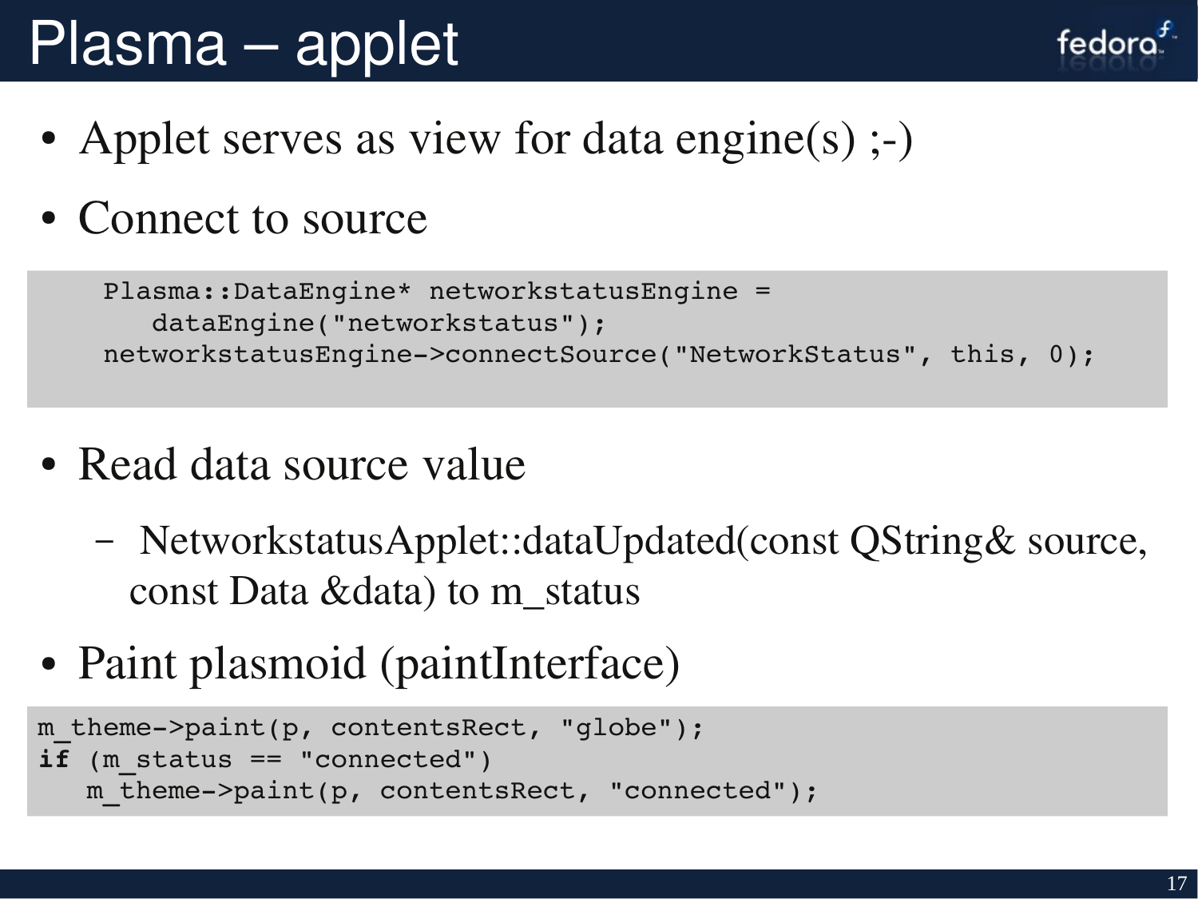# Plasma – applet

- Applet serves as view for data engine(s) ;-)
- Connect to source

```
Plasma::DataEngine* networkstatusEngine =
    dataEngine("networkstatus");
networkstatusEngine->connectSource("NetworkStatus", this, 0);
```

- Read data source value
  - NetworkstatusApplet::dataUpdated(const QString& source, const Data &data) to m_status
- Paint plasmoid (paintInterface)

```
m_theme->paint(p, contentsRect, "globe");
if (m_status == "connected")
   m_theme->paint(p, contentsRect, "connected");
```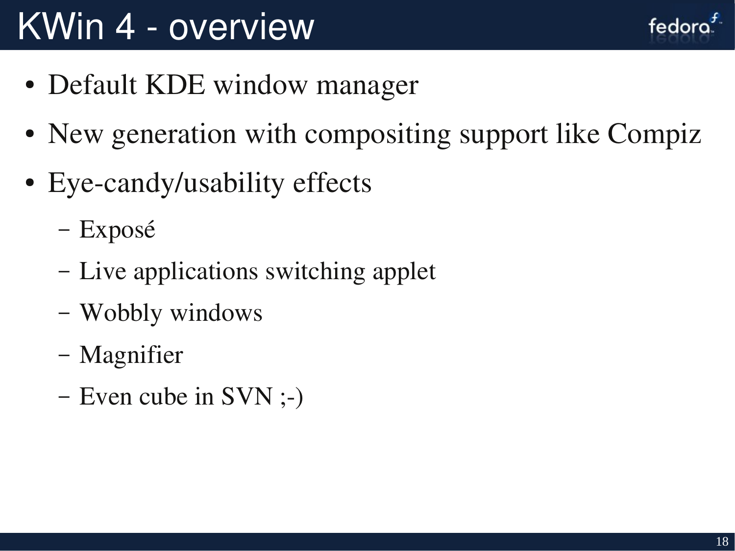# KWin 4 - overview

- Default KDE window manager
- New generation with compositing support like Compiz
- Eye-candy/usability effects
  - Exposé
  - Live applications switching applet
  - Wobbly windows
  - Magnifier
  - Even cube in SVN ;-)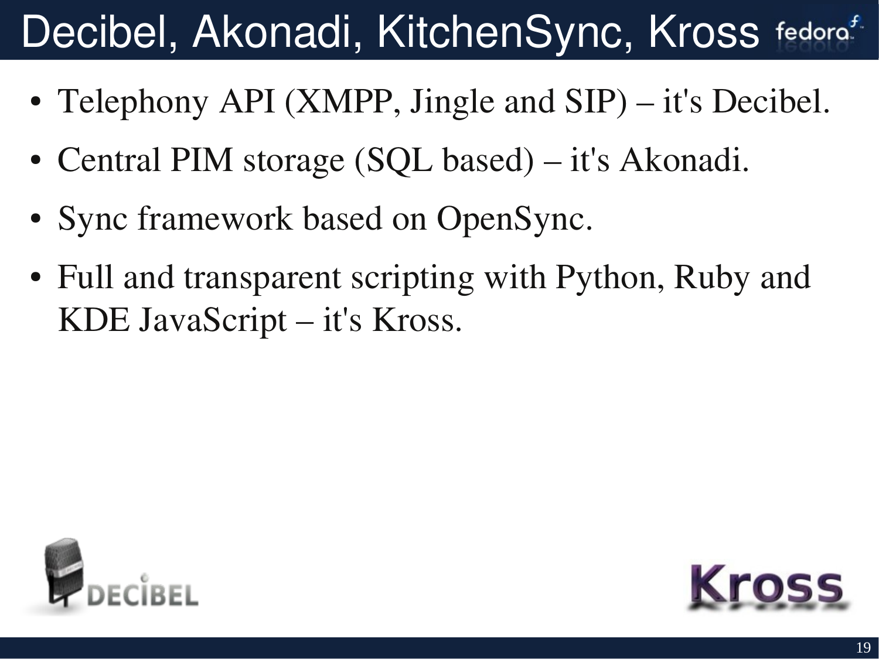# Decibel, Akonadi, KitchenSync, Kross

- Telephony API (XMPP, Jingle and SIP) – it's Decibel.
- Central PIM storage (SQL based) – it's Akonadi.
- Sync framework based on OpenSync.
- Full and transparent scripting with Python, Ruby and KDE JavaScript – it's Kross.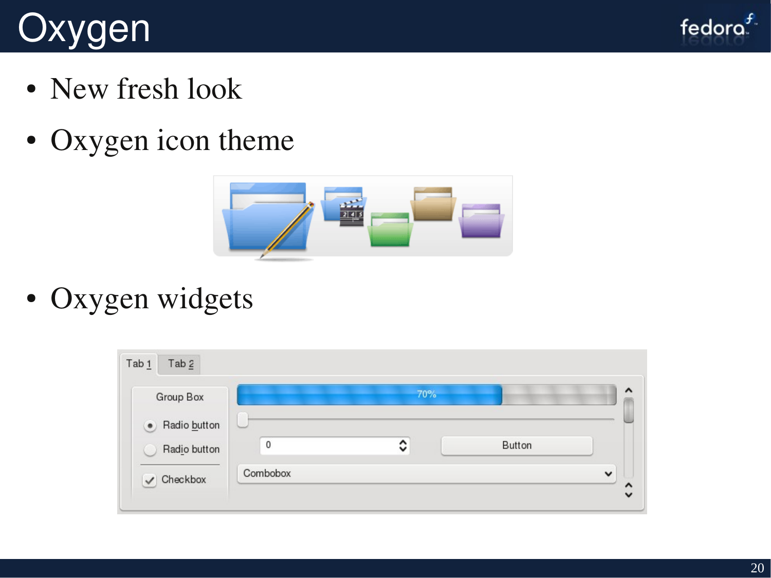# Oxygen

- New fresh look
- Oxygen icon theme
- Oxygen widgets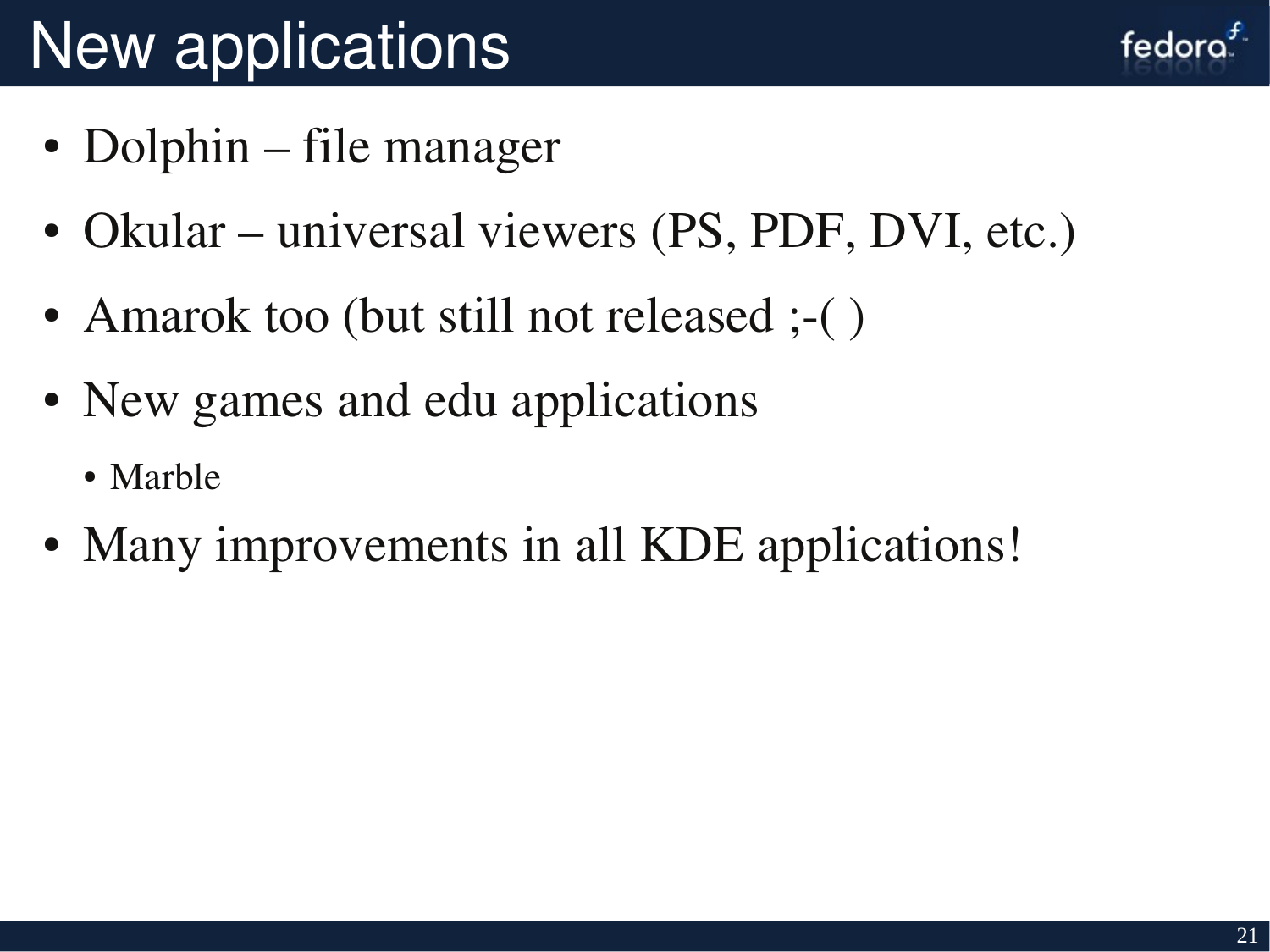# New applications

- Dolphin – file manager
- Okular – universal viewers (PS, PDF, DVI, etc.)
- Amarok too (but still not released ;-( )
- New games and edu applications
  - Marble
- Many improvements in all KDE applications!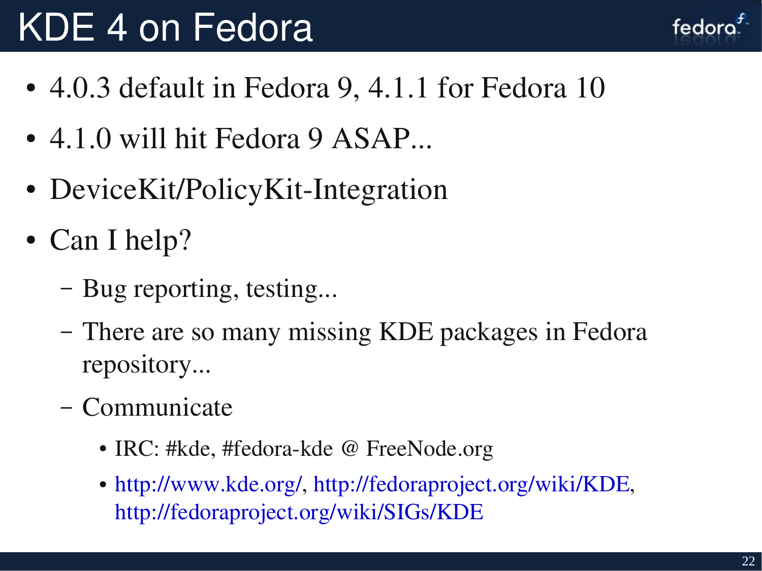# KDE 4 on Fedora

- 4.0.3 default in Fedora 9, 4.1.1 for Fedora 10
- 4.1.0 will hit Fedora 9 ASAP...
- DeviceKit/PolicyKit-Integration
- Can I help?
  - Bug reporting, testing...
  - There are so many missing KDE packages in Fedora repository...
  - Communicate
    - IRC: #kde, #fedora-kde @ FreeNode.org
    - http://www.kde.org/, http://fedoraproject.org/wiki/KDE, http://fedoraproject.org/wiki/SIGs/KDE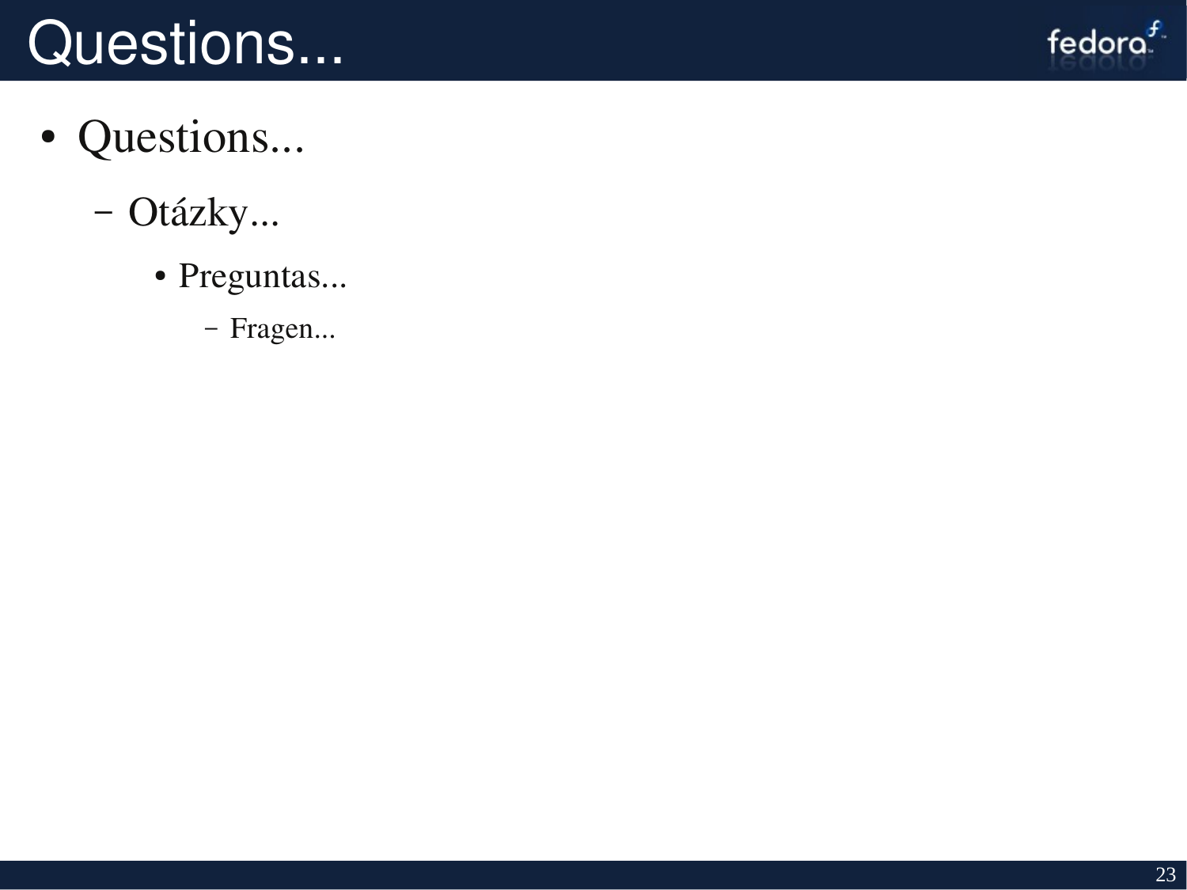# Questions...

- Questions...
  - Otázky...
    - Preguntas...
      - Fragen...